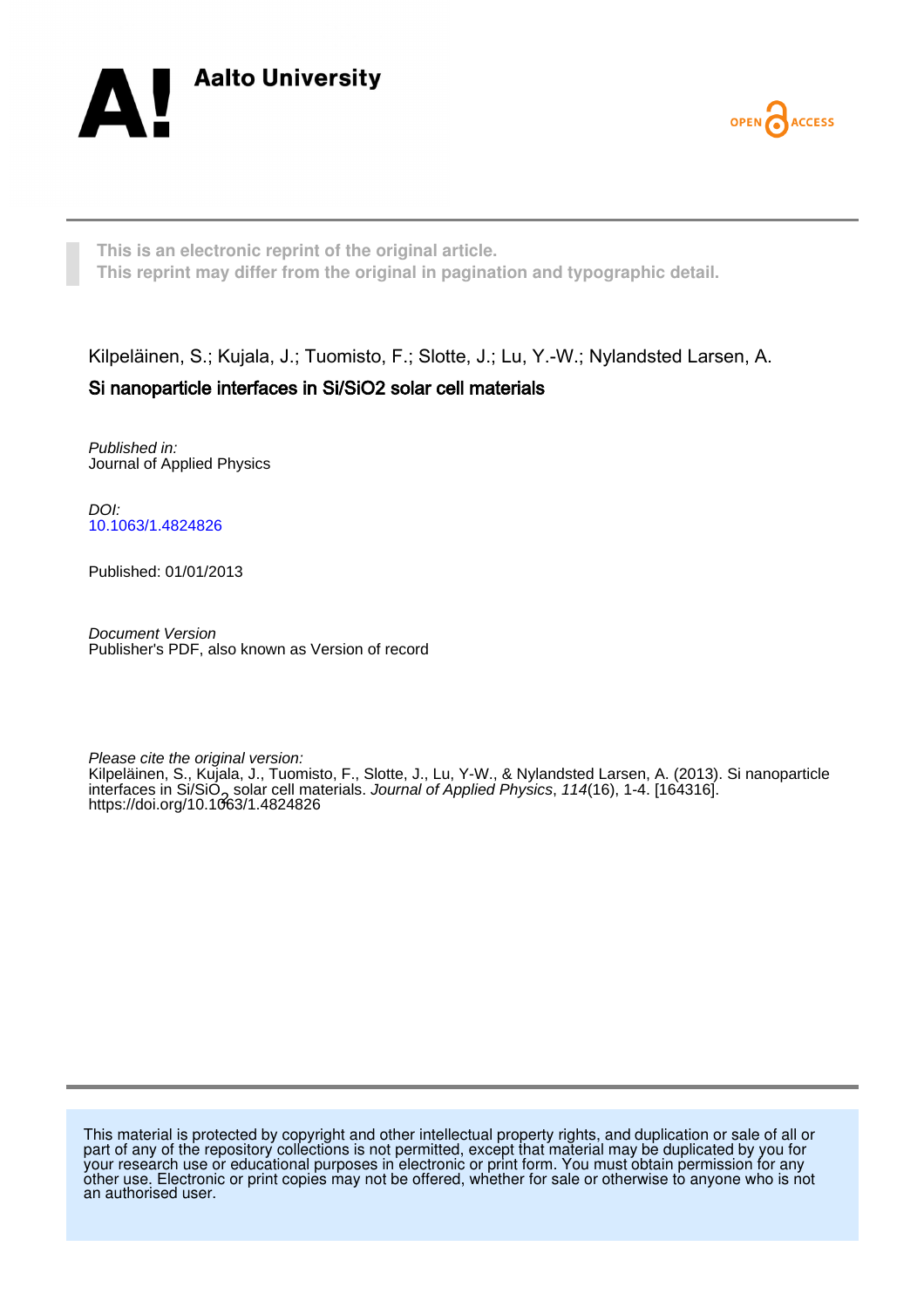Aalto University

OPEN ACCESS

This is an electronic reprint of the original article.
This reprint may differ from the original in pagination and typographic detail.

Kilpeläinen, S.; Kujala, J.; Tuomisto, F.; Slotte, J.; Lu, Y.-W.; Nylandsted Larsen, A.

# Si nanoparticle interfaces in Si/SiO2 solar cell materials

*Published in:*
Journal of Applied Physics

*DOI:*
[10.1063/1.4824826](https://doi.org/10.1063/1.4824826)

Published: 01/01/2013

*Document Version*
Publisher's PDF, also known as Version of record

*Please cite the original version:*
Kilpeläinen, S., Kujala, J., Tuomisto, F., Slotte, J., Lu, Y-W., & Nylandsted Larsen, A. (2013). Si nanoparticle interfaces in Si/$SiO_2$ solar cell materials. *Journal of Applied Physics*, *114*(16), 1-4. [164316]. https://doi.org/10.1063/1.4824826

This material is protected by copyright and other intellectual property rights, and duplication or sale of all or part of any of the repository collections is not permitted, except that material may be duplicated by you for your research use or educational purposes in electronic or print form. You must obtain permission for any other use. Electronic or print copies may not be offered, whether for sale or otherwise to anyone who is not an authorised user.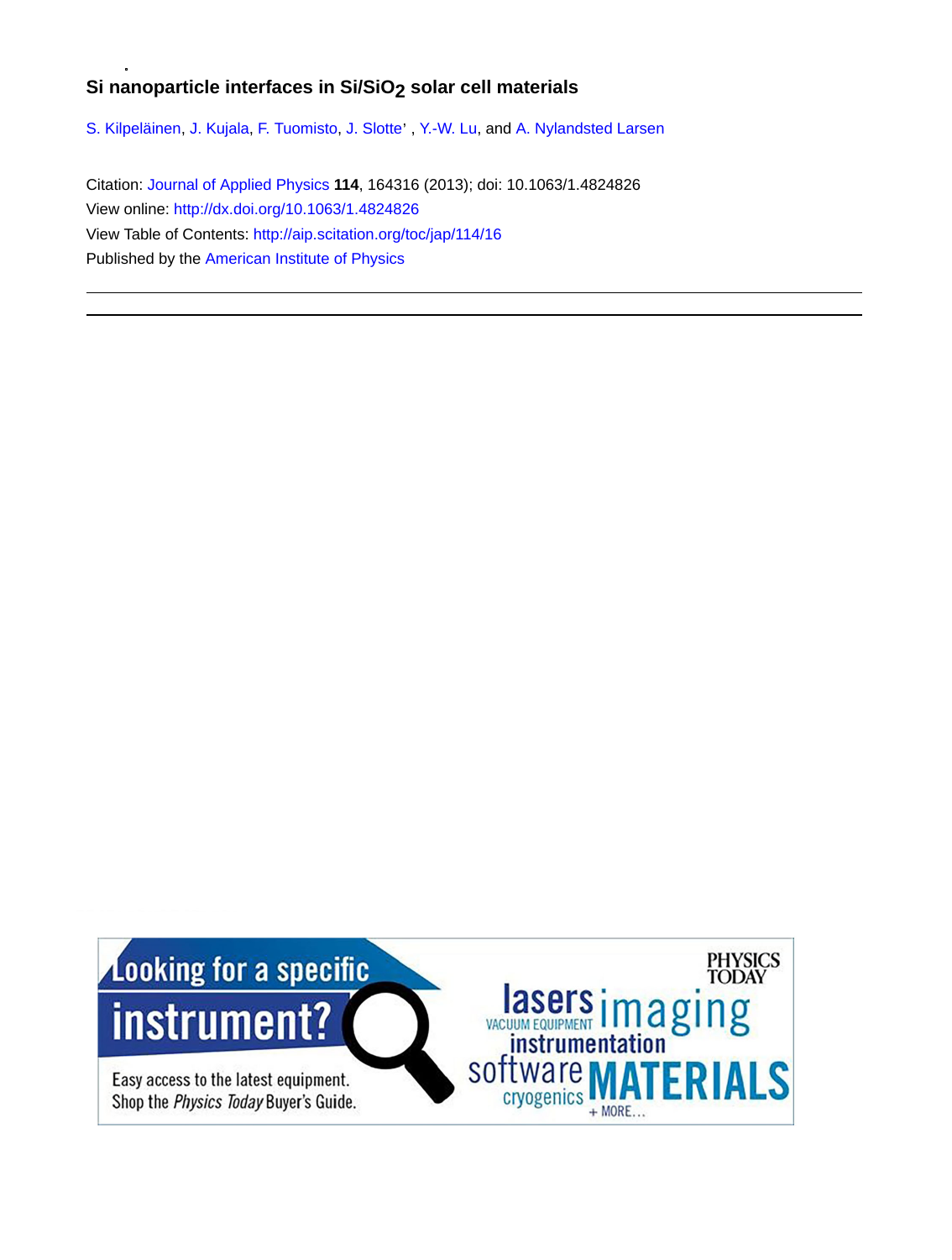# Si nanoparticle interfaces in Si/SiO$_2$ solar cell materials

S. Kilpeläinen, J. Kujala, F. Tuomisto, J. Slotte' , Y.-W. Lu, and A. Nylandsted Larsen

Citation: Journal of Applied Physics **114**, 164316 (2013); doi: 10.1063/1.4824826

View online: http://dx.doi.org/10.1063/1.4824826

View Table of Contents: http://aip.scitation.org/toc/jap/114/16

Published by the American Institute of Physics

---

Looking for a specific instrument?

Easy access to the latest equipment. Shop the *Physics Today* Buyer's Guide.

PHYSICS TODAY

lasers imaging VACUUM EQUIPMENT instrumentation software cryogenics MATERIALS + MORE...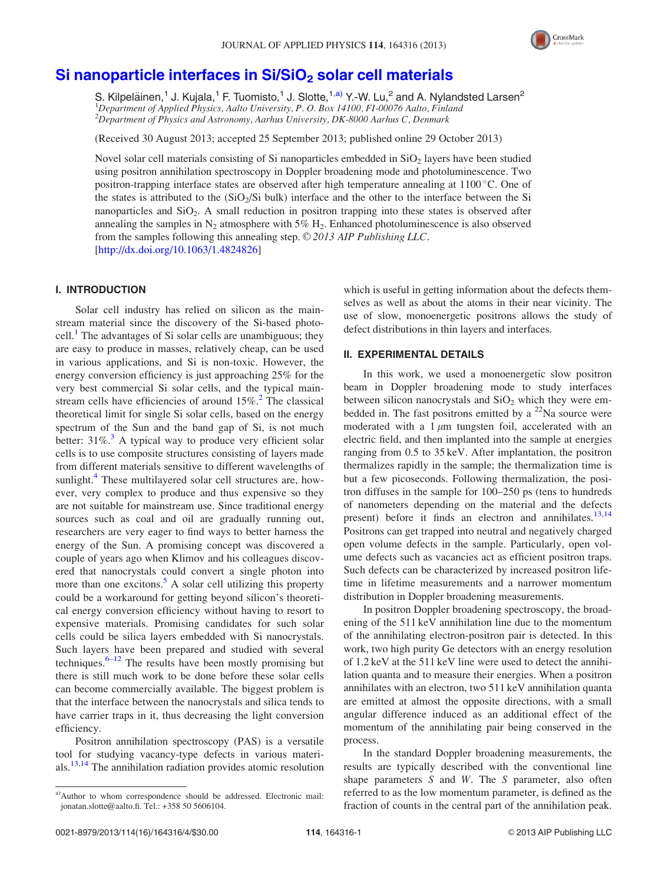# Si nanoparticle interfaces in Si/SiO$_2$ solar cell materials

S. Kilpeläinen,[1] J. Kujala,[1] F. Tuomisto,[1] J. Slotte,[1,a)] Y.-W. Lu,[2] and A. Nylandsted Larsen[2]

[1]*Department of Applied Physics, Aalto University, P. O. Box 14100, FI-00076 Aalto, Finland*
[2]*Department of Physics and Astronomy, Aarhus University, DK-8000 Aarhus C, Denmark*

(Received 30 August 2013; accepted 25 September 2013; published online 29 October 2013)

Novel solar cell materials consisting of Si nanoparticles embedded in SiO$_2$ layers have been studied using positron annihilation spectroscopy in Doppler broadening mode and photoluminescence. Two positron-trapping interface states are observed after high temperature annealing at 1100 °C. One of the states is attributed to the (SiO$_2$/Si bulk) interface and the other to the interface between the Si nanoparticles and SiO$_2$. A small reduction in positron trapping into these states is observed after annealing the samples in N$_2$ atmosphere with 5% H$_2$. Enhanced photoluminescence is also observed from the samples following this annealing step. © *2013 AIP Publishing LLC*. [http://dx.doi.org/10.1063/1.4824826]

## I. INTRODUCTION

Solar cell industry has relied on silicon as the mainstream material since the discovery of the Si-based photocell.[1] The advantages of Si solar cells are unambiguous; they are easy to produce in masses, relatively cheap, can be used in various applications, and Si is non-toxic. However, the energy conversion efficiency is just approaching 25% for the very best commercial Si solar cells, and the typical mainstream cells have efficiencies of around 15%.[2] The classical theoretical limit for single Si solar cells, based on the energy spectrum of the Sun and the band gap of Si, is not much better: 31%.[3] A typical way to produce very efficient solar cells is to use composite structures consisting of layers made from different materials sensitive to different wavelengths of sunlight.[4] These multilayered solar cell structures are, however, very complex to produce and thus expensive so they are not suitable for mainstream use. Since traditional energy sources such as coal and oil are gradually running out, researchers are very eager to find ways to better harness the energy of the Sun. A promising concept was discovered a couple of years ago when Klimov and his colleagues discovered that nanocrystals could convert a single photon into more than one excitons.[5] A solar cell utilizing this property could be a workaround for getting beyond silicon's theoretical energy conversion efficiency without having to resort to expensive materials. Promising candidates for such solar cells could be silica layers embedded with Si nanocrystals. Such layers have been prepared and studied with several techniques.[6–12] The results have been mostly promising but there is still much work to be done before these solar cells can become commercially available. The biggest problem is that the interface between the nanocrystals and silica tends to have carrier traps in it, thus decreasing the light conversion efficiency.

Positron annihilation spectroscopy (PAS) is a versatile tool for studying vacancy-type defects in various materials.[13,14] The annihilation radiation provides atomic resolution which is useful in getting information about the defects themselves as well as about the atoms in their near vicinity. The use of slow, monoenergetic positrons allows the study of defect distributions in thin layers and interfaces.

## II. EXPERIMENTAL DETAILS

In this work, we used a monoenergetic slow positron beam in Doppler broadening mode to study interfaces between silicon nanocrystals and SiO$_2$ which they were embedded in. The fast positrons emitted by a $^{22}$Na source were moderated with a 1 $\mu$m tungsten foil, accelerated with an electric field, and then implanted into the sample at energies ranging from 0.5 to 35 keV. After implantation, the positron thermalizes rapidly in the sample; the thermalization time is but a few picoseconds. Following thermalization, the positron diffuses in the sample for 100–250 ps (tens to hundreds of nanometers depending on the material and the defects present) before it finds an electron and annihilates.[13,14] Positrons can get trapped into neutral and negatively charged open volume defects in the sample. Particularly, open volume defects such as vacancies act as efficient positron traps. Such defects can be characterized by increased positron lifetime in lifetime measurements and a narrower momentum distribution in Doppler broadening measurements.

In positron Doppler broadening spectroscopy, the broadening of the 511 keV annihilation line due to the momentum of the annihilating electron-positron pair is detected. In this work, two high purity Ge detectors with an energy resolution of 1.2 keV at the 511 keV line were used to detect the annihilation quanta and to measure their energies. When a positron annihilates with an electron, two 511 keV annihilation quanta are emitted at almost the opposite directions, with a small angular difference induced as an additional effect of the momentum of the annihilating pair being conserved in the process.

In the standard Doppler broadening measurements, the results are typically described with the conventional line shape parameters $S$ and $W$. The $S$ parameter, also often referred to as the low momentum parameter, is defined as the fraction of counts in the central part of the annihilation peak.

a)Author to whom correspondence should be addressed. Electronic mail: jonatan.slotte@aalto.fi. Tel.: +358 50 5606104.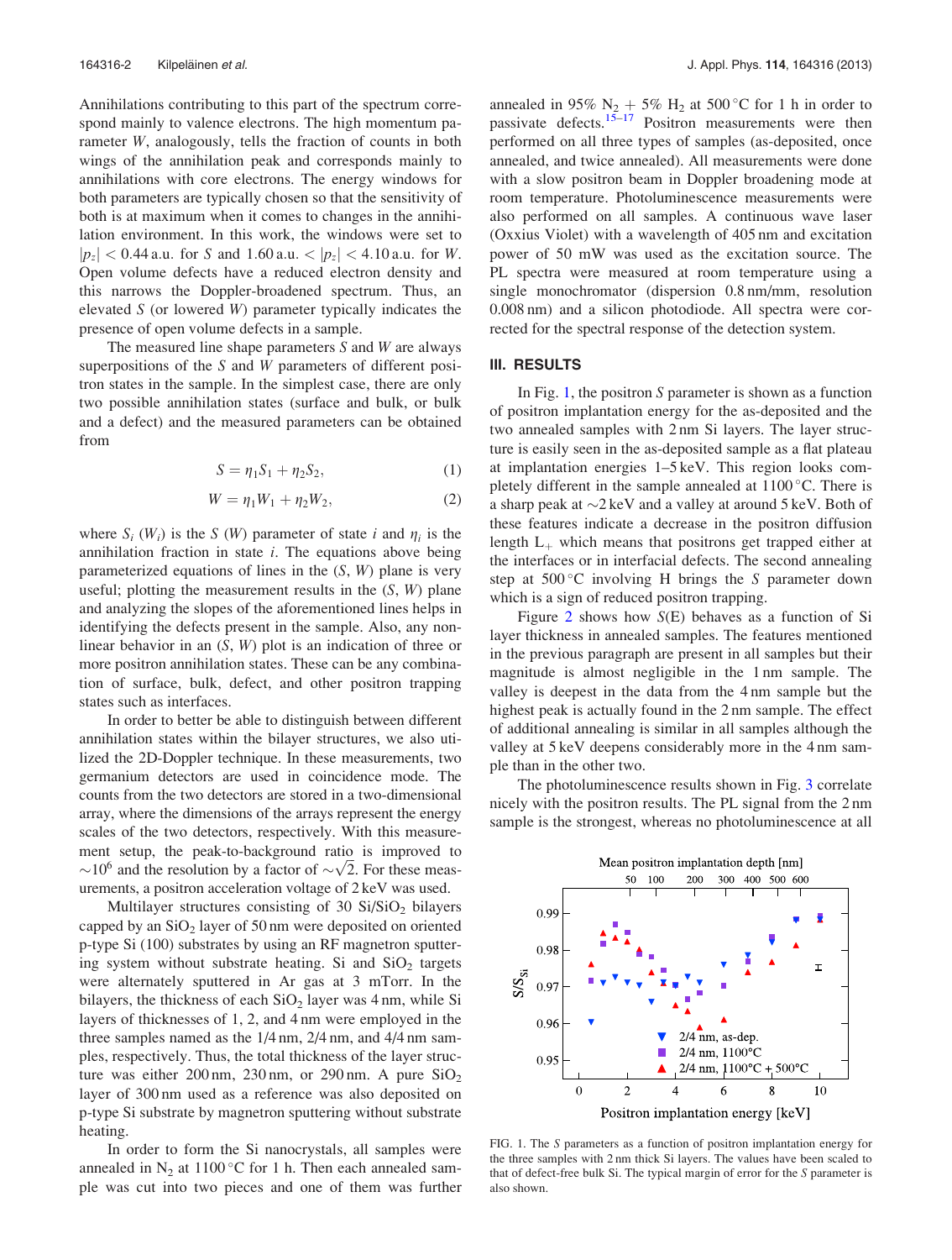Annihilations contributing to this part of the spectrum correspond mainly to valence electrons. The high momentum parameter $W$, analogously, tells the fraction of counts in both wings of the annihilation peak and corresponds mainly to annihilations with core electrons. The energy windows for both parameters are typically chosen so that the sensitivity of both is at maximum when it comes to changes in the annihilation environment. In this work, the windows were set to $|p_z| < 0.44$ a.u. for $S$ and $1.60$ a.u. $< |p_z| < 4.10$ a.u. for $W$. Open volume defects have a reduced electron density and this narrows the Doppler-broadened spectrum. Thus, an elevated $S$ (or lowered $W$) parameter typically indicates the presence of open volume defects in a sample.

The measured line shape parameters $S$ and $W$ are always superpositions of the $S$ and $W$ parameters of different positron states in the sample. In the simplest case, there are only two possible annihilation states (surface and bulk, or bulk and a defect) and the measured parameters can be obtained from

$$S = \eta_1 S_1 + \eta_2 S_2, \tag{1}$$

$$W = \eta_1 W_1 + \eta_2 W_2, \tag{2}$$

where $S_i$ ($W_i$) is the $S$ ($W$) parameter of state $i$ and $\eta_i$ is the annihilation fraction in state $i$. The equations above being parameterized equations of lines in the ($S$, $W$) plane is very useful; plotting the measurement results in the ($S$, $W$) plane and analyzing the slopes of the aforementioned lines helps in identifying the defects present in the sample. Also, any non-linear behavior in an ($S$, $W$) plot is an indication of three or more positron annihilation states. These can be any combination of surface, bulk, defect, and other positron trapping states such as interfaces.

In order to better be able to distinguish between different annihilation states within the bilayer structures, we also utilized the 2D-Doppler technique. In these measurements, two germanium detectors are used in coincidence mode. The counts from the two detectors are stored in a two-dimensional array, where the dimensions of the arrays represent the energy scales of the two detectors, respectively. With this measurement setup, the peak-to-background ratio is improved to $\sim 10^6$ and the resolution by a factor of $\sim\sqrt{2}$. For these measurements, a positron acceleration voltage of 2 keV was used.

Multilayer structures consisting of 30 $Si/SiO_2$ bilayers capped by an $SiO_2$ layer of 50 nm were deposited on oriented p-type Si (100) substrates by using an RF magnetron sputtering system without substrate heating. Si and $SiO_2$ targets were alternately sputtered in Ar gas at 3 mTorr. In the bilayers, the thickness of each $SiO_2$ layer was 4 nm, while Si layers of thicknesses of 1, 2, and 4 nm were employed in the three samples named as the 1/4 nm, 2/4 nm, and 4/4 nm samples, respectively. Thus, the total thickness of the layer structure was either 200 nm, 230 nm, or 290 nm. A pure $SiO_2$ layer of 300 nm used as a reference was also deposited on p-type Si substrate by magnetron sputtering without substrate heating.

In order to form the Si nanocrystals, all samples were annealed in $N_2$ at 1100 °C for 1 h. Then each annealed sample was cut into two pieces and one of them was further annealed in 95% $N_2$ + 5% $H_2$ at 500 °C for 1 h in order to passivate defects.[15–17] Positron measurements were then performed on all three types of samples (as-deposited, once annealed, and twice annealed). All measurements were done with a slow positron beam in Doppler broadening mode at room temperature. Photoluminescence measurements were also performed on all samples. A continuous wave laser (Oxxius Violet) with a wavelength of 405 nm and excitation power of 50 mW was used as the excitation source. The PL spectra were measured at room temperature using a single monochromator (dispersion 0.8 nm/mm, resolution 0.008 nm) and a silicon photodiode. All spectra were corrected for the spectral response of the detection system.

## III. RESULTS

In Fig. 1, the positron $S$ parameter is shown as a function of positron implantation energy for the as-deposited and the two annealed samples with 2 nm Si layers. The layer structure is easily seen in the as-deposited sample as a flat plateau at implantation energies 1–5 keV. This region looks completely different in the sample annealed at 1100 °C. There is a sharp peak at $\sim$2 keV and a valley at around 5 keV. Both of these features indicate a decrease in the positron diffusion length $L_+$ which means that positrons get trapped either at the interfaces or in interfacial defects. The second annealing step at 500 °C involving H brings the $S$ parameter down which is a sign of reduced positron trapping.

Figure 2 shows how $S$(E) behaves as a function of Si layer thickness in annealed samples. The features mentioned in the previous paragraph are present in all samples but their magnitude is almost negligible in the 1 nm sample. The valley is deepest in the data from the 4 nm sample but the highest peak is actually found in the 2 nm sample. The effect of additional annealing is similar in all samples although the valley at 5 keV deepens considerably more in the 4 nm sample than in the other two.

The photoluminescence results shown in Fig. 3 correlate nicely with the positron results. The PL signal from the 2 nm sample is the strongest, whereas no photoluminescence at all

FIG. 1. The $S$ parameters as a function of positron implantation energy for the three samples with 2 nm thick Si layers. The values have been scaled to that of defect-free bulk Si. The typical margin of error for the $S$ parameter is also shown.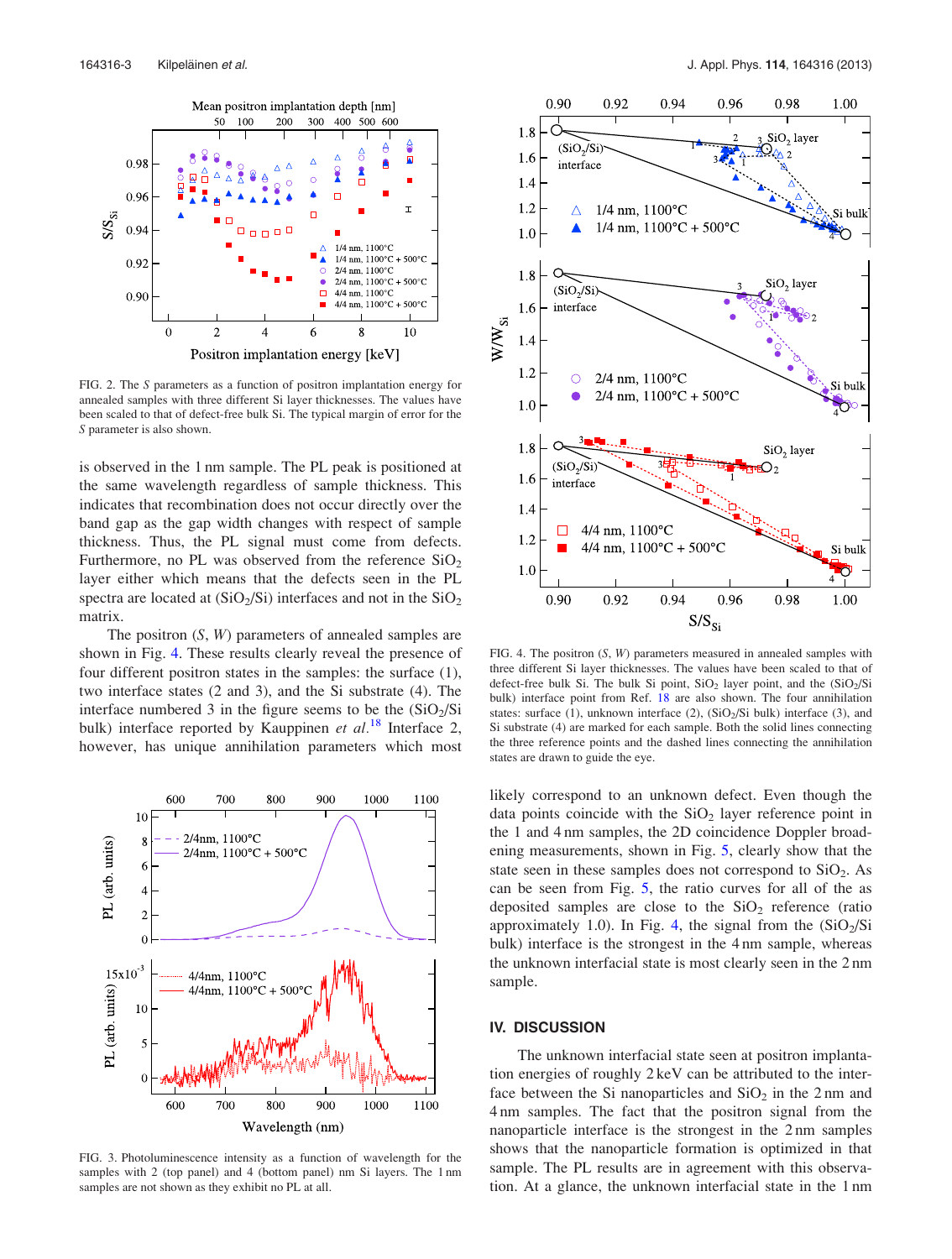FIG. 2. The $S$ parameters as a function of positron implantation energy for annealed samples with three different Si layer thicknesses. The values have been scaled to that of defect-free bulk Si. The typical margin of error for the $S$ parameter is also shown.

is observed in the 1 nm sample. The PL peak is positioned at the same wavelength regardless of sample thickness. This indicates that recombination does not occur directly over the band gap as the gap width changes with respect of sample thickness. Thus, the PL signal must come from defects. Furthermore, no PL was observed from the reference $SiO_2$ layer either which means that the defects seen in the PL spectra are located at ($SiO_2$/Si) interfaces and not in the $SiO_2$ matrix.

The positron ($S$, $W$) parameters of annealed samples are shown in Fig. 4. These results clearly reveal the presence of four different positron states in the samples: the surface (1), two interface states (2 and 3), and the Si substrate (4). The interface numbered 3 in the figure seems to be the ($SiO_2$/Si bulk) interface reported by Kauppinen *et al.*[18] Interface 2, however, has unique annihilation parameters which most likely correspond to an unknown defect. Even though the data points coincide with the $SiO_2$ layer reference point in the 1 and 4 nm samples, the 2D coincidence Doppler broadening measurements, shown in Fig. 5, clearly show that the state seen in these samples does not correspond to $SiO_2$. As can be seen from Fig. 5, the ratio curves for all of the as deposited samples are close to the $SiO_2$ reference (ratio approximately 1.0). In Fig. 4, the signal from the ($SiO_2$/Si bulk) interface is the strongest in the 4 nm sample, whereas the unknown interfacial state is most clearly seen in the 2 nm sample.

FIG. 4. The positron ($S$, $W$) parameters measured in annealed samples with three different Si layer thicknesses. The values have been scaled to that of defect-free bulk Si. The bulk Si point, $SiO_2$ layer point, and the ($SiO_2$/Si bulk) interface point from Ref. 18 are also shown. The four annihilation states: surface (1), unknown interface (2), ($SiO_2$/Si bulk) interface (3), and Si substrate (4) are marked for each sample. Both the solid lines connecting the three reference points and the dashed lines connecting the annihilation states are drawn to guide the eye.

FIG. 3. Photoluminescence intensity as a function of wavelength for the samples with 2 (top panel) and 4 (bottom panel) nm Si layers. The 1 nm samples are not shown as they exhibit no PL at all.

## IV. DISCUSSION

The unknown interfacial state seen at positron implantation energies of roughly 2 keV can be attributed to the interface between the Si nanoparticles and $SiO_2$ in the 2 nm and 4 nm samples. The fact that the positron signal from the nanoparticle interface is the strongest in the 2 nm samples shows that the nanoparticle formation is optimized in that sample. The PL results are in agreement with this observation. At a glance, the unknown interfacial state in the 1 nm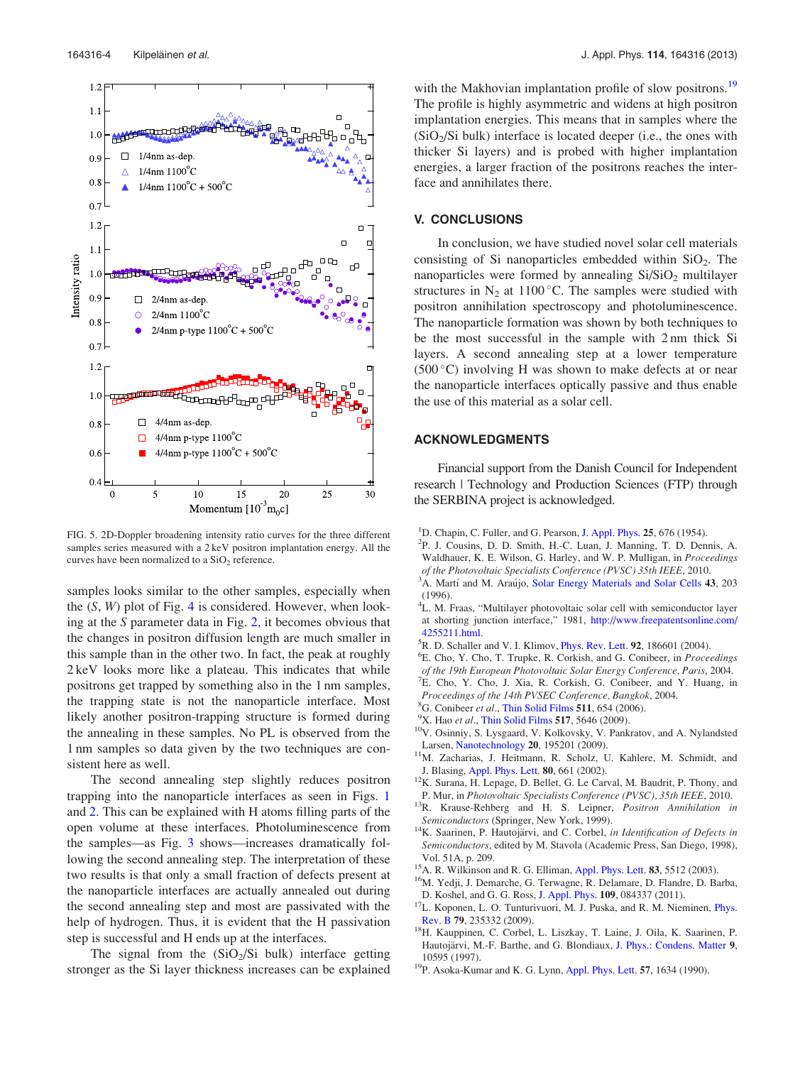1.2
1.1
1.0
0.9
0.8
0.7

1/4nm as-dep.
1/4nm 1100°C
1/4nm 1100°C + 500°C

1.2
1.1
1.0
0.9
0.8
0.7

Intensity ratio

2/4nm as-dep.
2/4nm 1100°C
2/4nm p-type 1100°C + 500°C

1.2
1.0
0.8
0.6
0.4

4/4nm as-dep.
4/4nm p-type 1100°C
4/4nm p-type 1100°C + 500°C

0 5 10 15 20 25 30

Momentum [$10^{-3}$ $m_0$c]

FIG. 5. 2D-Doppler broadening intensity ratio curves for the three different samples series measured with a 2 keV positron implantation energy. All the curves have been normalized to a $SiO_2$ reference.

samples looks similar to the other samples, especially when the ($S$, $W$) plot of Fig. 4 is considered. However, when looking at the $S$ parameter data in Fig. 2, it becomes obvious that the changes in positron diffusion length are much smaller in this sample than in the other two. In fact, the peak at roughly 2 keV looks more like a plateau. This indicates that while positrons get trapped by something also in the 1 nm samples, the trapping state is not the nanoparticle interface. Most likely another positron-trapping structure is formed during the annealing in these samples. No PL is observed from the 1 nm samples so data given by the two techniques are consistent here as well.

The second annealing step slightly reduces positron trapping into the nanoparticle interfaces as seen in Figs. 1 and 2. This can be explained with H atoms filling parts of the open volume at these interfaces. Photoluminescence from the samples—as Fig. 3 shows—increases dramatically following the second annealing step. The interpretation of these two results is that only a small fraction of defects present at the nanoparticle interfaces are actually annealed out during the second annealing step and most are passivated with the help of hydrogen. Thus, it is evident that the H passivation step is successful and H ends up at the interfaces.

The signal from the ($SiO_2$/Si bulk) interface getting stronger as the Si layer thickness increases can be explained with the Makhovian implantation profile of slow positrons.[19] The profile is highly asymmetric and widens at high positron implantation energies. This means that in samples where the ($SiO_2$/Si bulk) interface is located deeper (i.e., the ones with thicker Si layers) and is probed with higher implantation energies, a larger fraction of the positrons reaches the interface and annihilates there.

## V. CONCLUSIONS

In conclusion, we have studied novel solar cell materials consisting of Si nanoparticles embedded within $SiO_2$. The nanoparticles were formed by annealing Si/$SiO_2$ multilayer structures in $N_2$ at 1100 °C. The samples were studied with positron annihilation spectroscopy and photoluminescence. The nanoparticle formation was shown by both techniques to be the most successful in the sample with 2 nm thick Si layers. A second annealing step at a lower temperature (500 °C) involving H was shown to make defects at or near the nanoparticle interfaces optically passive and thus enable the use of this material as a solar cell.

## ACKNOWLEDGMENTS

Financial support from the Danish Council for Independent research | Technology and Production Sciences (FTP) through the SERBINA project is acknowledged.

[1] D. Chapin, C. Fuller, and G. Pearson, J. Appl. Phys. **25**, 676 (1954).
[2] P. J. Cousins, D. D. Smith, H.-C. Luan, J. Manning, T. D. Dennis, A. Waldhauer, K. E. Wilson, G. Harley, and W. P. Mulligan, in *Proceedings of the Photovoltaic Specialists Conference (PVSC) 35th IEEE*, 2010.
[3] A. Martí and M. Araújo, Solar Energy Materials and Solar Cells **43**, 203 (1996).
[4] L. M. Fraas, "Multilayer photovoltaic solar cell with semiconductor layer at shorting junction interface," 1981, http://www.freepatentsonline.com/4255211.html.
[5] R. D. Schaller and V. I. Klimov, Phys. Rev. Lett. **92**, 186601 (2004).
[6] E. Cho, Y. Cho, T. Trupke, R. Corkish, and G. Conibeer, in *Proceedings of the 19th European Photovoltaic Solar Energy Conference, Paris*, 2004.
[7] E. Cho, Y. Cho, J. Xia, R. Corkish, G. Conibeer, and Y. Huang, in *Proceedings of the 14th PVSEC Conference, Bangkok*, 2004.
[8] G. Conibeer *et al.*, Thin Solid Films **511**, 654 (2006).
[9] X. Hao *et al.*, Thin Solid Films **517**, 5646 (2009).
[10] V. Osinniy, S. Lysgaard, V. Kolkovsky, V. Pankratov, and A. Nylandsted Larsen, Nanotechnology **20**, 195201 (2009).
[11] M. Zacharias, J. Heitmann, R. Scholz, U. Kahlere, M. Schmidt, and J. Blasing, Appl. Phys. Lett. **80**, 661 (2002).
[12] K. Surana, H. Lepage, D. Bellet, G. Le Carval, M. Baudrit, P. Thony, and P. Mur, in *Photovoltaic Specialists Conference (PVSC), 35th IEEE*, 2010.
[13] R. Krause-Rehberg and H. S. Leipner, *Positron Annihilation in Semiconductors* (Springer, New York, 1999).
[14] K. Saarinen, P. Hautojärvi, and C. Corbel, *in Identification of Defects in Semiconductors*, edited by M. Stavola (Academic Press, San Diego, 1998), Vol. 51A, p. 209.
[15] A. R. Wilkinson and R. G. Elliman, Appl. Phys. Lett. **83**, 5512 (2003).
[16] M. Yedji, J. Demarche, G. Terwagne, R. Delamare, D. Flandre, D. Barba, D. Koshel, and G. G. Ross, J. Appl. Phys. **109**, 084337 (2011).
[17] L. Koponen, L. O. Tunturivuori, M. J. Puska, and R. M. Nieminen, Phys. Rev. B **79**, 235332 (2009).
[18] H. Kauppinen, C. Corbel, L. Liszkay, T. Laine, J. Oila, K. Saarinen, P. Hautojärvi, M.-F. Barthe, and G. Blondiaux, J. Phys.: Condens. Matter **9**, 10595 (1997).
[19] P. Asoka-Kumar and K. G. Lynn, Appl. Phys. Lett. **57**, 1634 (1990).